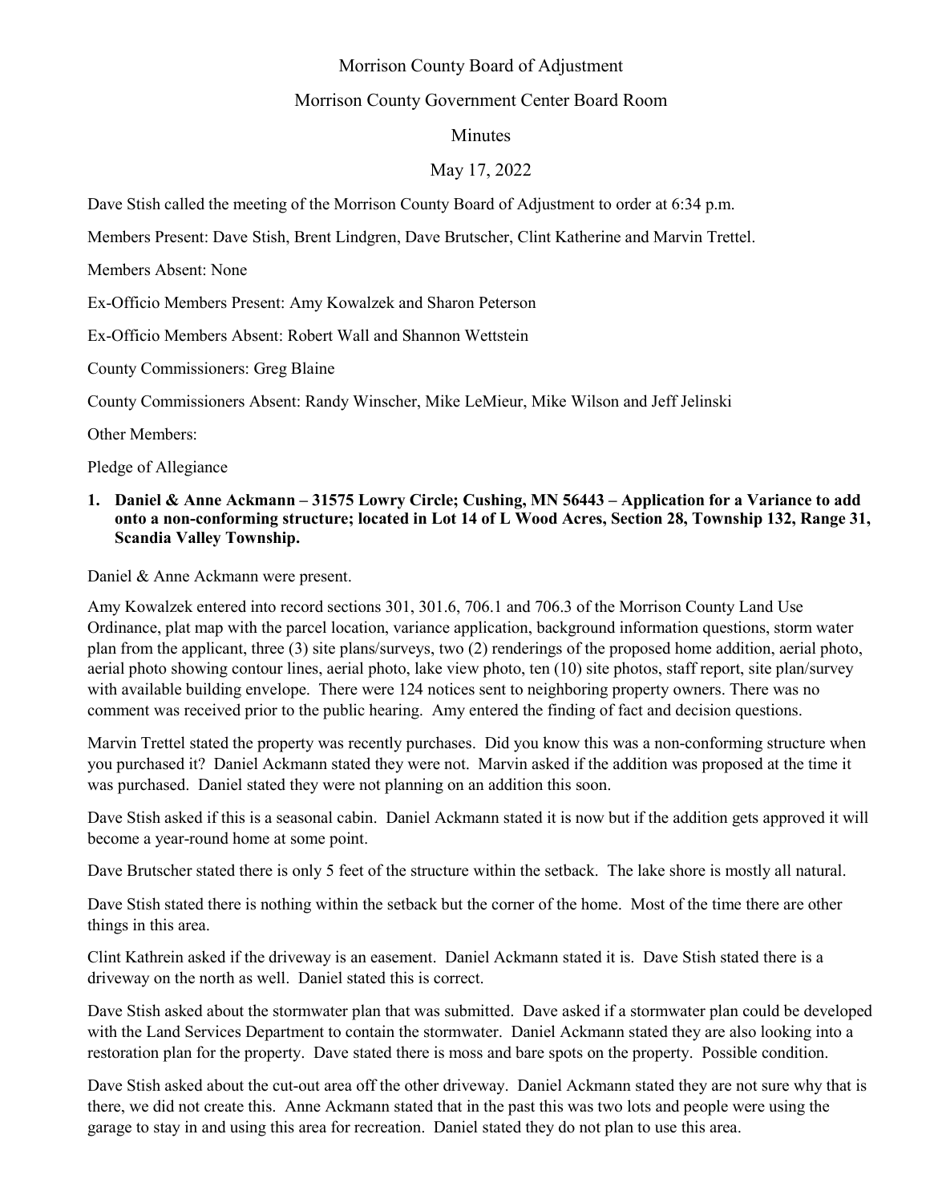Morrison County Board of Adjustment

Morrison County Government Center Board Room

Minutes

May 17, 2022

Dave Stish called the meeting of the Morrison County Board of Adjustment to order at 6:34 p.m.

Members Present: Dave Stish, Brent Lindgren, Dave Brutscher, Clint Katherine and Marvin Trettel.

Members Absent: None

Ex-Officio Members Present: Amy Kowalzek and Sharon Peterson

Ex-Officio Members Absent: Robert Wall and Shannon Wettstein

County Commissioners: Greg Blaine

County Commissioners Absent: Randy Winscher, Mike LeMieur, Mike Wilson and Jeff Jelinski

Other Members:

Pledge of Allegiance

**1. Daniel & Anne Ackmann – 31575 Lowry Circle; Cushing, MN 56443 – Application for a Variance to add onto a non-conforming structure; located in Lot 14 of L Wood Acres, Section 28, Township 132, Range 31, Scandia Valley Township.**

Daniel & Anne Ackmann were present.

Amy Kowalzek entered into record sections 301, 301.6, 706.1 and 706.3 of the Morrison County Land Use Ordinance, plat map with the parcel location, variance application, background information questions, storm water plan from the applicant, three (3) site plans/surveys, two (2) renderings of the proposed home addition, aerial photo, aerial photo showing contour lines, aerial photo, lake view photo, ten (10) site photos, staff report, site plan/survey with available building envelope. There were 124 notices sent to neighboring property owners. There was no comment was received prior to the public hearing. Amy entered the finding of fact and decision questions.

Marvin Trettel stated the property was recently purchases. Did you know this was a non-conforming structure when you purchased it? Daniel Ackmann stated they were not. Marvin asked if the addition was proposed at the time it was purchased. Daniel stated they were not planning on an addition this soon.

Dave Stish asked if this is a seasonal cabin. Daniel Ackmann stated it is now but if the addition gets approved it will become a year-round home at some point.

Dave Brutscher stated there is only 5 feet of the structure within the setback. The lake shore is mostly all natural.

Dave Stish stated there is nothing within the setback but the corner of the home. Most of the time there are other things in this area.

Clint Kathrein asked if the driveway is an easement. Daniel Ackmann stated it is. Dave Stish stated there is a driveway on the north as well. Daniel stated this is correct.

Dave Stish asked about the stormwater plan that was submitted. Dave asked if a stormwater plan could be developed with the Land Services Department to contain the stormwater. Daniel Ackmann stated they are also looking into a restoration plan for the property. Dave stated there is moss and bare spots on the property. Possible condition.

Dave Stish asked about the cut-out area off the other driveway. Daniel Ackmann stated they are not sure why that is there, we did not create this. Anne Ackmann stated that in the past this was two lots and people were using the garage to stay in and using this area for recreation. Daniel stated they do not plan to use this area.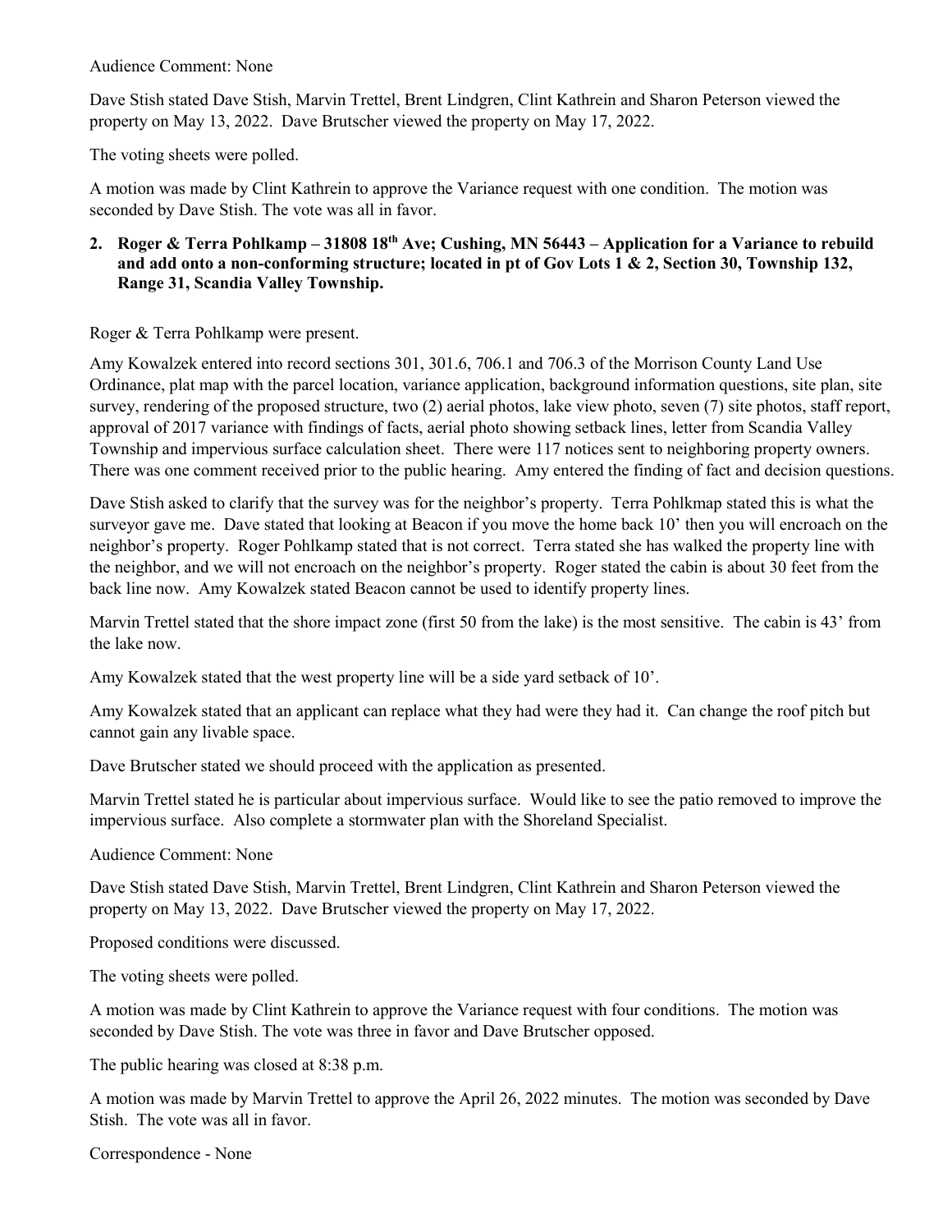Audience Comment: None

Dave Stish stated Dave Stish, Marvin Trettel, Brent Lindgren, Clint Kathrein and Sharon Peterson viewed the property on May 13, 2022. Dave Brutscher viewed the property on May 17, 2022.

The voting sheets were polled.

A motion was made by Clint Kathrein to approve the Variance request with one condition. The motion was seconded by Dave Stish. The vote was all in favor.

**2. Roger & Terra Pohlkamp – 31808 18th Ave; Cushing, MN 56443 – Application for a Variance to rebuild and add onto a non-conforming structure; located in pt of Gov Lots 1 & 2, Section 30, Township 132, Range 31, Scandia Valley Township.**

Roger & Terra Pohlkamp were present.

Amy Kowalzek entered into record sections 301, 301.6, 706.1 and 706.3 of the Morrison County Land Use Ordinance, plat map with the parcel location, variance application, background information questions, site plan, site survey, rendering of the proposed structure, two (2) aerial photos, lake view photo, seven (7) site photos, staff report, approval of 2017 variance with findings of facts, aerial photo showing setback lines, letter from Scandia Valley Township and impervious surface calculation sheet. There were 117 notices sent to neighboring property owners. There was one comment received prior to the public hearing. Amy entered the finding of fact and decision questions.

Dave Stish asked to clarify that the survey was for the neighbor's property. Terra Pohlkmap stated this is what the surveyor gave me. Dave stated that looking at Beacon if you move the home back 10' then you will encroach on the neighbor's property. Roger Pohlkamp stated that is not correct. Terra stated she has walked the property line with the neighbor, and we will not encroach on the neighbor's property. Roger stated the cabin is about 30 feet from the back line now. Amy Kowalzek stated Beacon cannot be used to identify property lines.

Marvin Trettel stated that the shore impact zone (first 50 from the lake) is the most sensitive. The cabin is 43' from the lake now.

Amy Kowalzek stated that the west property line will be a side yard setback of 10'.

Amy Kowalzek stated that an applicant can replace what they had were they had it. Can change the roof pitch but cannot gain any livable space.

Dave Brutscher stated we should proceed with the application as presented.

Marvin Trettel stated he is particular about impervious surface. Would like to see the patio removed to improve the impervious surface. Also complete a stormwater plan with the Shoreland Specialist.

Audience Comment: None

Dave Stish stated Dave Stish, Marvin Trettel, Brent Lindgren, Clint Kathrein and Sharon Peterson viewed the property on May 13, 2022. Dave Brutscher viewed the property on May 17, 2022.

Proposed conditions were discussed.

The voting sheets were polled.

A motion was made by Clint Kathrein to approve the Variance request with four conditions. The motion was seconded by Dave Stish. The vote was three in favor and Dave Brutscher opposed.

The public hearing was closed at 8:38 p.m.

A motion was made by Marvin Trettel to approve the April 26, 2022 minutes. The motion was seconded by Dave Stish. The vote was all in favor.

Correspondence - None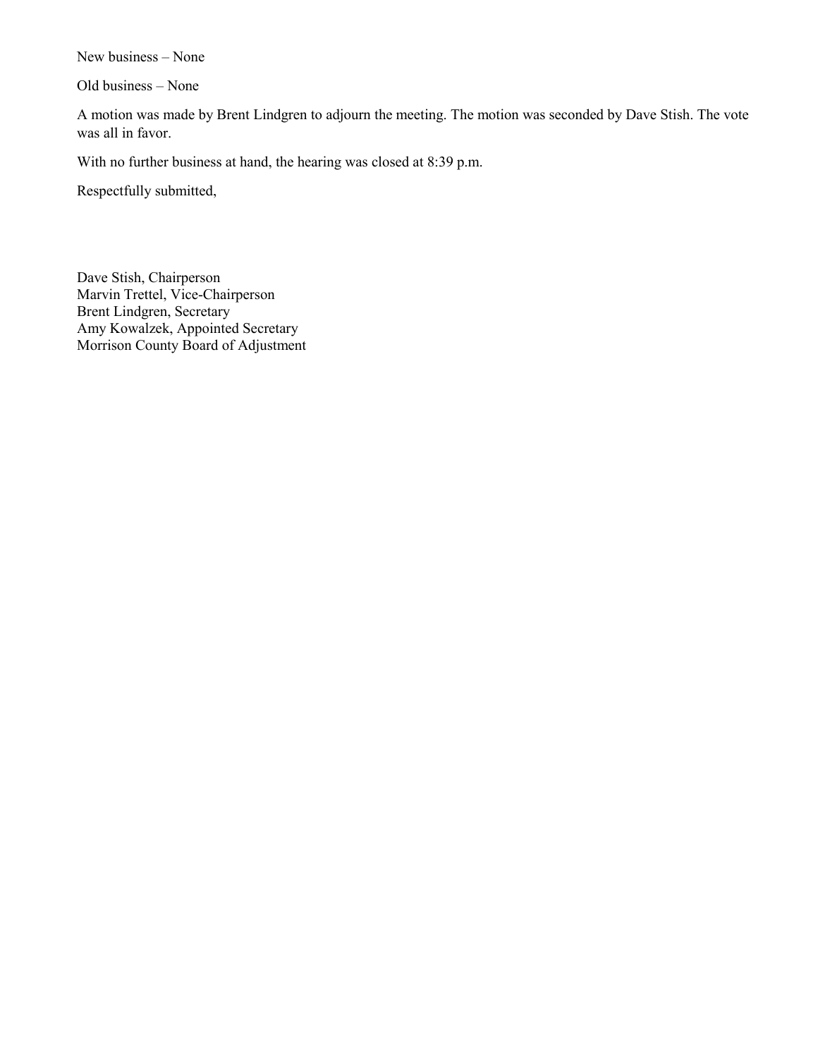New business – None

Old business – None

A motion was made by Brent Lindgren to adjourn the meeting. The motion was seconded by Dave Stish. The vote was all in favor.

With no further business at hand, the hearing was closed at 8:39 p.m.

Respectfully submitted,

Dave Stish, Chairperson
Marvin Trettel, Vice-Chairperson
Brent Lindgren, Secretary
Amy Kowalzek, Appointed Secretary
Morrison County Board of Adjustment